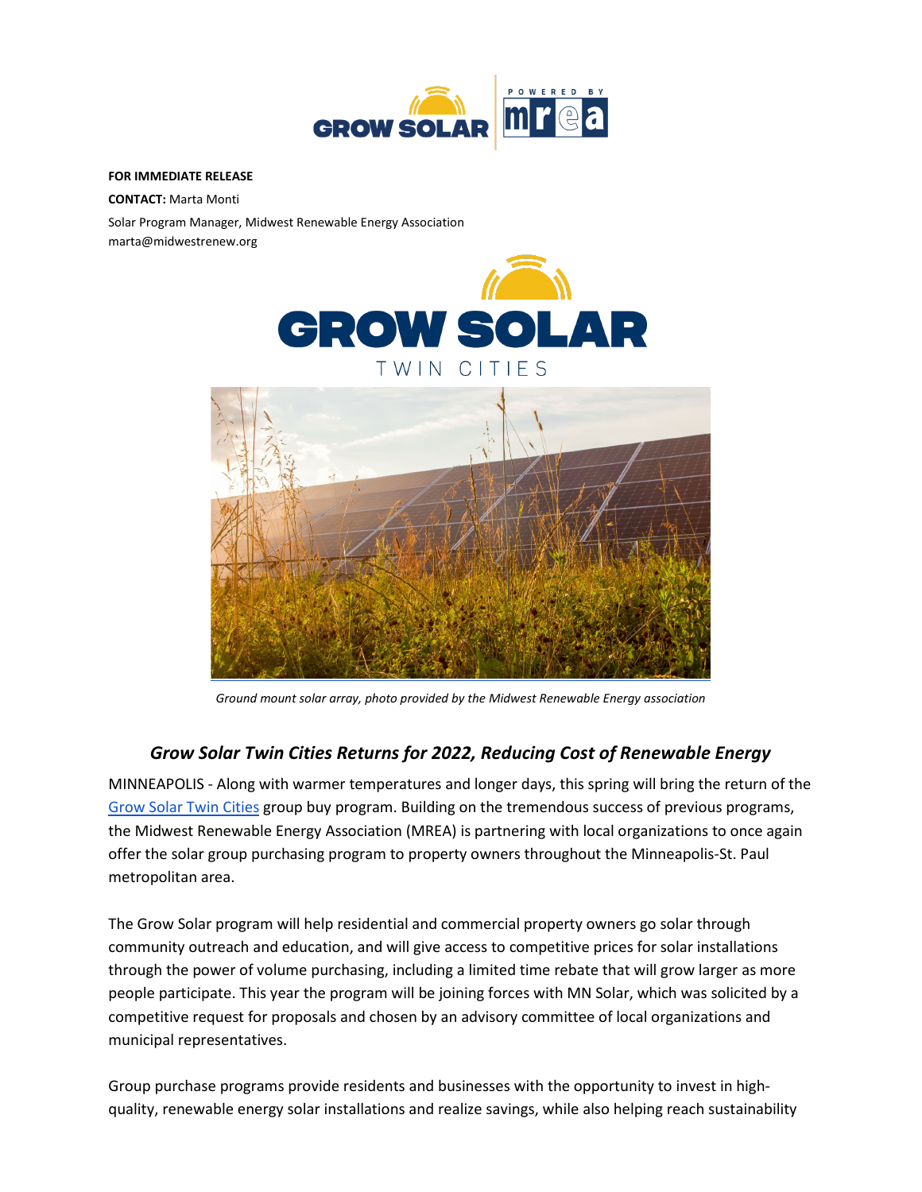**FOR IMMEDIATE RELEASE**

**CONTACT:** Marta Monti

Solar Program Manager, Midwest Renewable Energy Association

marta@midwestrenew.org

*Ground mount solar array, photo provided by the Midwest Renewable Energy association*

## *Grow Solar Twin Cities Returns for 2022, Reducing Cost of Renewable Energy*

MINNEAPOLIS - Along with warmer temperatures and longer days, this spring will bring the return of the Grow Solar Twin Cities group buy program. Building on the tremendous success of previous programs, the Midwest Renewable Energy Association (MREA) is partnering with local organizations to once again offer the solar group purchasing program to property owners throughout the Minneapolis-St. Paul metropolitan area.

The Grow Solar program will help residential and commercial property owners go solar through community outreach and education, and will give access to competitive prices for solar installations through the power of volume purchasing, including a limited time rebate that will grow larger as more people participate. This year the program will be joining forces with MN Solar, which was solicited by a competitive request for proposals and chosen by an advisory committee of local organizations and municipal representatives.

Group purchase programs provide residents and businesses with the opportunity to invest in high-quality, renewable energy solar installations and realize savings, while also helping reach sustainability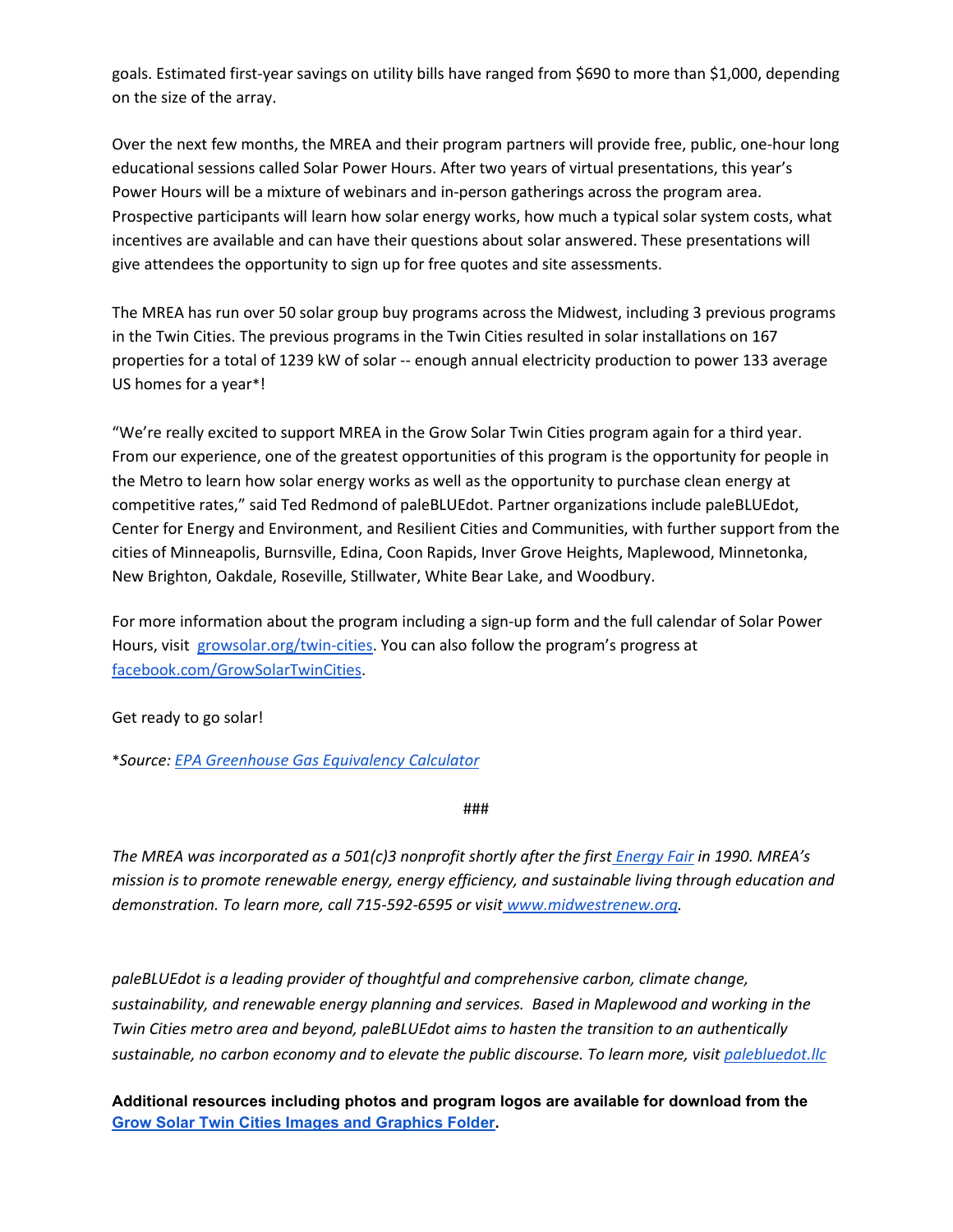goals. Estimated first-year savings on utility bills have ranged from $690 to more than $1,000, depending on the size of the array.

Over the next few months, the MREA and their program partners will provide free, public, one-hour long educational sessions called Solar Power Hours. After two years of virtual presentations, this year's Power Hours will be a mixture of webinars and in-person gatherings across the program area. Prospective participants will learn how solar energy works, how much a typical solar system costs, what incentives are available and can have their questions about solar answered. These presentations will give attendees the opportunity to sign up for free quotes and site assessments.

The MREA has run over 50 solar group buy programs across the Midwest, including 3 previous programs in the Twin Cities. The previous programs in the Twin Cities resulted in solar installations on 167 properties for a total of 1239 kW of solar -- enough annual electricity production to power 133 average US homes for a year*!

"We're really excited to support MREA in the Grow Solar Twin Cities program again for a third year. From our experience, one of the greatest opportunities of this program is the opportunity for people in the Metro to learn how solar energy works as well as the opportunity to purchase clean energy at competitive rates," said Ted Redmond of paleBLUEdot. Partner organizations include paleBLUEdot, Center for Energy and Environment, and Resilient Cities and Communities, with further support from the cities of Minneapolis, Burnsville, Edina, Coon Rapids, Inver Grove Heights, Maplewood, Minnetonka, New Brighton, Oakdale, Roseville, Stillwater, White Bear Lake, and Woodbury.

For more information about the program including a sign-up form and the full calendar of Solar Power Hours, visit [growsolar.org/twin-cities](growsolar.org/twin-cities). You can also follow the program's progress at [facebook.com/GrowSolarTwinCities](facebook.com/GrowSolarTwinCities).

Get ready to go solar!

**Source:* *EPA Greenhouse Gas Equivalency Calculator*

###

*The MREA was incorporated as a 501(c)3 nonprofit shortly after the first Energy Fair in 1990. MREA's mission is to promote renewable energy, energy efficiency, and sustainable living through education and demonstration. To learn more, call 715-592-6595 or visit www.midwestrenew.org.*

*paleBLUEdot is a leading provider of thoughtful and comprehensive carbon, climate change, sustainability, and renewable energy planning and services. Based in Maplewood and working in the Twin Cities metro area and beyond, paleBLUEdot aims to hasten the transition to an authentically sustainable, no carbon economy and to elevate the public discourse. To learn more, visit palebluedot.llc*

**Additional resources including photos and program logos are available for download from the Grow Solar Twin Cities Images and Graphics Folder.**